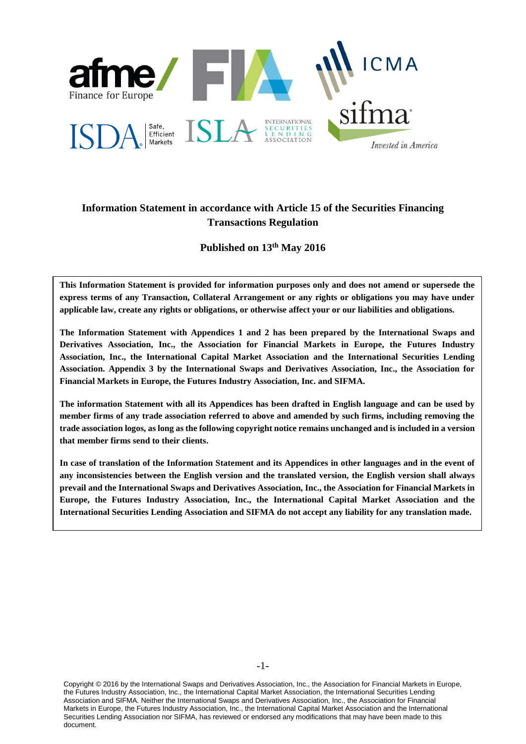# Information Statement in accordance with Article 15 of the Securities Financing Transactions Regulation

**Published on 13th May 2016**

**This Information Statement is provided for information purposes only and does not amend or supersede the express terms of any Transaction, Collateral Arrangement or any rights or obligations you may have under applicable law, create any rights or obligations, or otherwise affect your or our liabilities and obligations.**

**The Information Statement with Appendices 1 and 2 has been prepared by the International Swaps and Derivatives Association, Inc., the Association for Financial Markets in Europe, the Futures Industry Association, Inc., the International Capital Market Association and the International Securities Lending Association. Appendix 3 by the International Swaps and Derivatives Association, Inc., the Association for Financial Markets in Europe, the Futures Industry Association, Inc. and SIFMA.**

**The information Statement with all its Appendices has been drafted in English language and can be used by member firms of any trade association referred to above and amended by such firms, including removing the trade association logos, as long as the following copyright notice remains unchanged and is included in a version that member firms send to their clients.**

**In case of translation of the Information Statement and its Appendices in other languages and in the event of any inconsistencies between the English version and the translated version, the English version shall always prevail and the International Swaps and Derivatives Association, Inc., the Association for Financial Markets in Europe, the Futures Industry Association, Inc., the International Capital Market Association and the International Securities Lending Association and SIFMA do not accept any liability for any translation made.**

Copyright © 2016 by the International Swaps and Derivatives Association, Inc., the Association for Financial Markets in Europe, the Futures Industry Association, Inc., the International Capital Market Association, the International Securities Lending Association and SIFMA. Neither the International Swaps and Derivatives Association, Inc., the Association for Financial Markets in Europe, the Futures Industry Association, Inc., the International Capital Market Association and the International Securities Lending Association nor SIFMA, has reviewed or endorsed any modifications that may have been made to this document.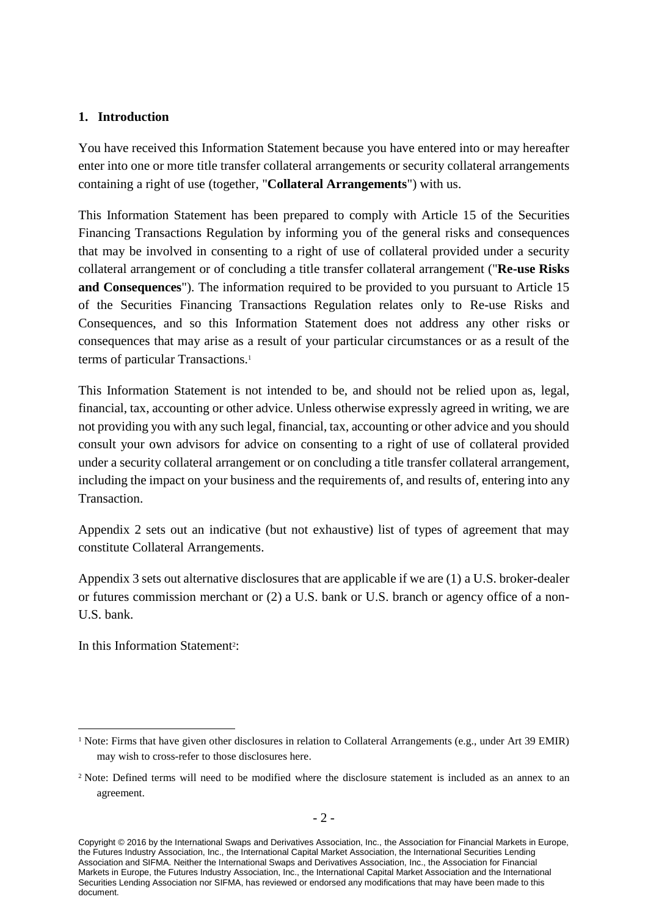## 1. Introduction

You have received this Information Statement because you have entered into or may hereafter enter into one or more title transfer collateral arrangements or security collateral arrangements containing a right of use (together, "**Collateral Arrangements**") with us.

This Information Statement has been prepared to comply with Article 15 of the Securities Financing Transactions Regulation by informing you of the general risks and consequences that may be involved in consenting to a right of use of collateral provided under a security collateral arrangement or of concluding a title transfer collateral arrangement ("**Re-use Risks and Consequences**"). The information required to be provided to you pursuant to Article 15 of the Securities Financing Transactions Regulation relates only to Re-use Risks and Consequences, and so this Information Statement does not address any other risks or consequences that may arise as a result of your particular circumstances or as a result of the terms of particular Transactions.[1]

This Information Statement is not intended to be, and should not be relied upon as, legal, financial, tax, accounting or other advice. Unless otherwise expressly agreed in writing, we are not providing you with any such legal, financial, tax, accounting or other advice and you should consult your own advisors for advice on consenting to a right of use of collateral provided under a security collateral arrangement or on concluding a title transfer collateral arrangement, including the impact on your business and the requirements of, and results of, entering into any Transaction.

Appendix 2 sets out an indicative (but not exhaustive) list of types of agreement that may constitute Collateral Arrangements.

Appendix 3 sets out alternative disclosures that are applicable if we are (1) a U.S. broker-dealer or futures commission merchant or (2) a U.S. bank or U.S. branch or agency office of a non-U.S. bank.

In this Information Statement[2]:

---

[1] Note: Firms that have given other disclosures in relation to Collateral Arrangements (e.g., under Art 39 EMIR) may wish to cross-refer to those disclosures here.

[2] Note: Defined terms will need to be modified where the disclosure statement is included as an annex to an agreement.

Copyright © 2016 by the International Swaps and Derivatives Association, Inc., the Association for Financial Markets in Europe, the Futures Industry Association, Inc., the International Capital Market Association, the International Securities Lending Association and SIFMA. Neither the International Swaps and Derivatives Association, Inc., the Association for Financial Markets in Europe, the Futures Industry Association, Inc., the International Capital Market Association and the International Securities Lending Association nor SIFMA, has reviewed or endorsed any modifications that may have been made to this document.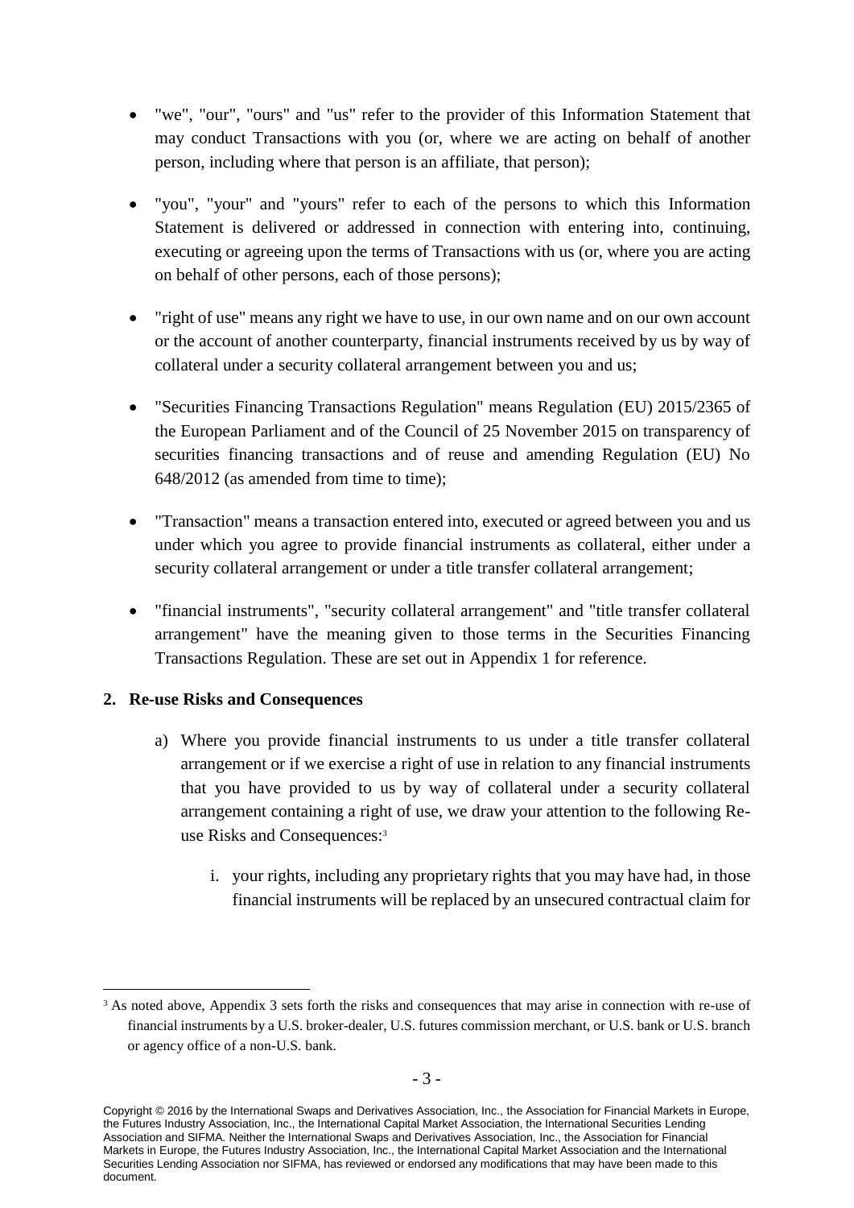- "we", "our", "ours" and "us" refer to the provider of this Information Statement that may conduct Transactions with you (or, where we are acting on behalf of another person, including where that person is an affiliate, that person);

- "you", "your" and "yours" refer to each of the persons to which this Information Statement is delivered or addressed in connection with entering into, continuing, executing or agreeing upon the terms of Transactions with us (or, where you are acting on behalf of other persons, each of those persons);

- "right of use" means any right we have to use, in our own name and on our own account or the account of another counterparty, financial instruments received by us by way of collateral under a security collateral arrangement between you and us;

- "Securities Financing Transactions Regulation" means Regulation (EU) 2015/2365 of the European Parliament and of the Council of 25 November 2015 on transparency of securities financing transactions and of reuse and amending Regulation (EU) No 648/2012 (as amended from time to time);

- "Transaction" means a transaction entered into, executed or agreed between you and us under which you agree to provide financial instruments as collateral, either under a security collateral arrangement or under a title transfer collateral arrangement;

- "financial instruments", "security collateral arrangement" and "title transfer collateral arrangement" have the meaning given to those terms in the Securities Financing Transactions Regulation. These are set out in Appendix 1 for reference.

## 2. Re-use Risks and Consequences

a) Where you provide financial instruments to us under a title transfer collateral arrangement or if we exercise a right of use in relation to any financial instruments that you have provided to us by way of collateral under a security collateral arrangement containing a right of use, we draw your attention to the following Re-use Risks and Consequences:[3]

   i. your rights, including any proprietary rights that you may have had, in those financial instruments will be replaced by an unsecured contractual claim for

[3] As noted above, Appendix 3 sets forth the risks and consequences that may arise in connection with re-use of financial instruments by a U.S. broker-dealer, U.S. futures commission merchant, or U.S. bank or U.S. branch or agency office of a non-U.S. bank.

Copyright © 2016 by the International Swaps and Derivatives Association, Inc., the Association for Financial Markets in Europe, the Futures Industry Association, Inc., the International Capital Market Association, the International Securities Lending Association and SIFMA. Neither the International Swaps and Derivatives Association, Inc., the Association for Financial Markets in Europe, the Futures Industry Association, Inc., the International Capital Market Association and the International Securities Lending Association nor SIFMA, has reviewed or endorsed any modifications that may have been made to this document.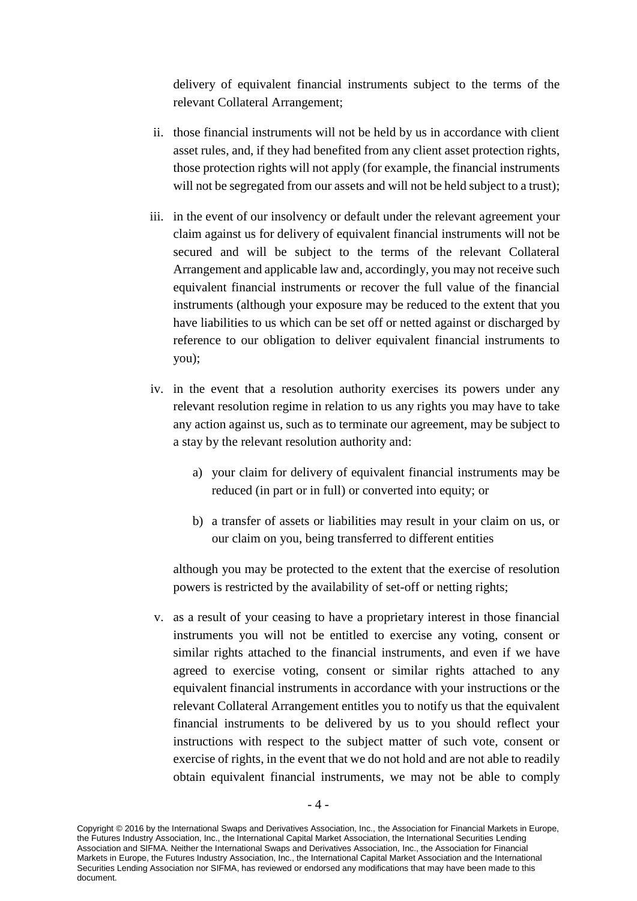delivery of equivalent financial instruments subject to the terms of the relevant Collateral Arrangement;

ii. those financial instruments will not be held by us in accordance with client asset rules, and, if they had benefited from any client asset protection rights, those protection rights will not apply (for example, the financial instruments will not be segregated from our assets and will not be held subject to a trust);

iii. in the event of our insolvency or default under the relevant agreement your claim against us for delivery of equivalent financial instruments will not be secured and will be subject to the terms of the relevant Collateral Arrangement and applicable law and, accordingly, you may not receive such equivalent financial instruments or recover the full value of the financial instruments (although your exposure may be reduced to the extent that you have liabilities to us which can be set off or netted against or discharged by reference to our obligation to deliver equivalent financial instruments to you);

iv. in the event that a resolution authority exercises its powers under any relevant resolution regime in relation to us any rights you may have to take any action against us, such as to terminate our agreement, may be subject to a stay by the relevant resolution authority and:

    a) your claim for delivery of equivalent financial instruments may be reduced (in part or in full) or converted into equity; or

    b) a transfer of assets or liabilities may result in your claim on us, or our claim on you, being transferred to different entities

   although you may be protected to the extent that the exercise of resolution powers is restricted by the availability of set-off or netting rights;

v. as a result of your ceasing to have a proprietary interest in those financial instruments you will not be entitled to exercise any voting, consent or similar rights attached to the financial instruments, and even if we have agreed to exercise voting, consent or similar rights attached to any equivalent financial instruments in accordance with your instructions or the relevant Collateral Arrangement entitles you to notify us that the equivalent financial instruments to be delivered by us to you should reflect your instructions with respect to the subject matter of such vote, consent or exercise of rights, in the event that we do not hold and are not able to readily obtain equivalent financial instruments, we may not be able to comply

Copyright © 2016 by the International Swaps and Derivatives Association, Inc., the Association for Financial Markets in Europe, the Futures Industry Association, Inc., the International Capital Market Association, the International Securities Lending Association and SIFMA. Neither the International Swaps and Derivatives Association, Inc., the Association for Financial Markets in Europe, the Futures Industry Association, Inc., the International Capital Market Association and the International Securities Lending Association nor SIFMA, has reviewed or endorsed any modifications that may have been made to this document.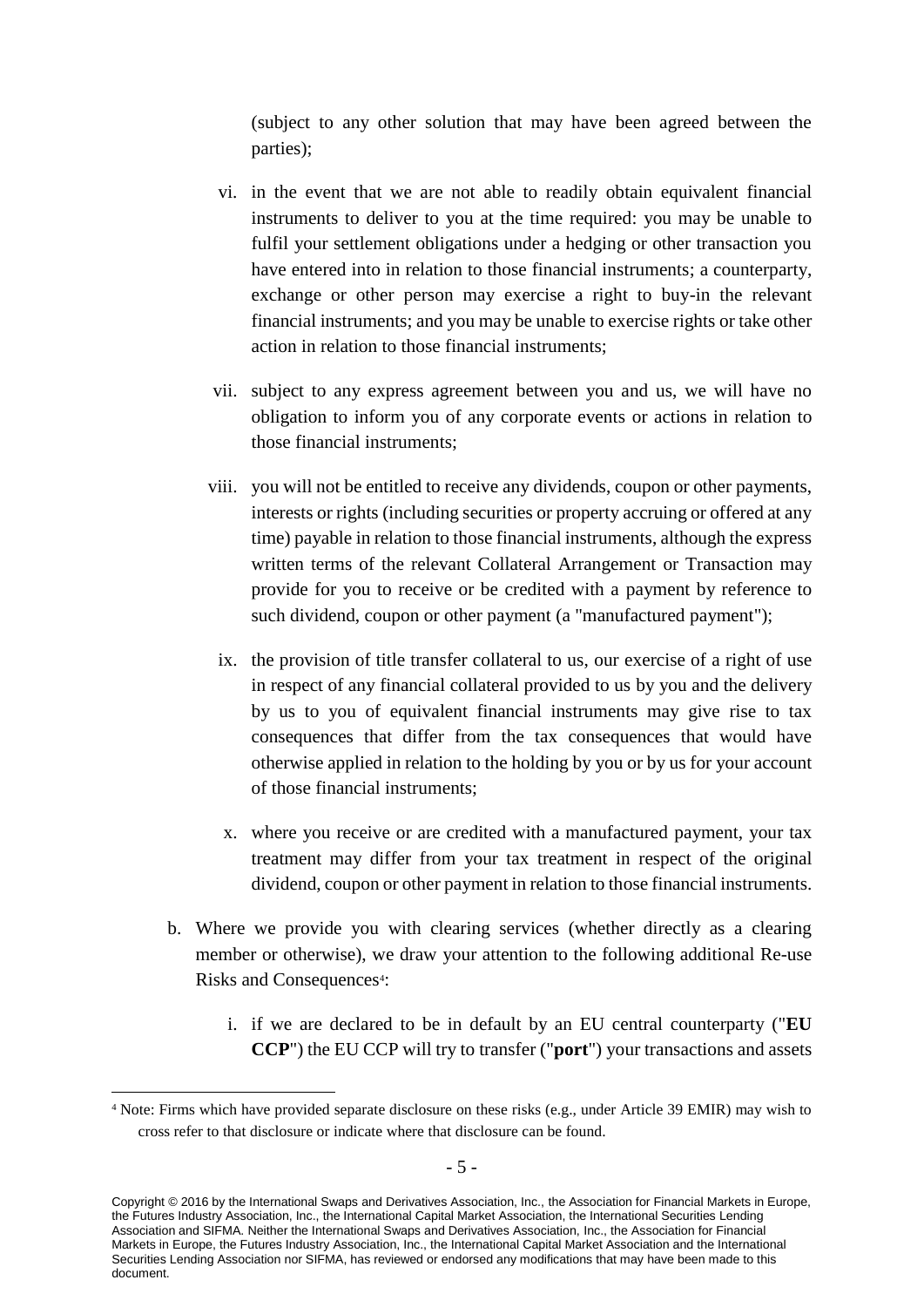(subject to any other solution that may have been agreed between the parties);

vi. in the event that we are not able to readily obtain equivalent financial instruments to deliver to you at the time required: you may be unable to fulfil your settlement obligations under a hedging or other transaction you have entered into in relation to those financial instruments; a counterparty, exchange or other person may exercise a right to buy-in the relevant financial instruments; and you may be unable to exercise rights or take other action in relation to those financial instruments;

vii. subject to any express agreement between you and us, we will have no obligation to inform you of any corporate events or actions in relation to those financial instruments;

viii. you will not be entitled to receive any dividends, coupon or other payments, interests or rights (including securities or property accruing or offered at any time) payable in relation to those financial instruments, although the express written terms of the relevant Collateral Arrangement or Transaction may provide for you to receive or be credited with a payment by reference to such dividend, coupon or other payment (a "manufactured payment");

ix. the provision of title transfer collateral to us, our exercise of a right of use in respect of any financial collateral provided to us by you and the delivery by us to you of equivalent financial instruments may give rise to tax consequences that differ from the tax consequences that would have otherwise applied in relation to the holding by you or by us for your account of those financial instruments;

x. where you receive or are credited with a manufactured payment, your tax treatment may differ from your tax treatment in respect of the original dividend, coupon or other payment in relation to those financial instruments.

b. Where we provide you with clearing services (whether directly as a clearing member or otherwise), we draw your attention to the following additional Re-use Risks and Consequences[4]:

   i. if we are declared to be in default by an EU central counterparty ("**EU CCP**") the EU CCP will try to transfer ("**port**") your transactions and assets

[4] Note: Firms which have provided separate disclosure on these risks (e.g., under Article 39 EMIR) may wish to cross refer to that disclosure or indicate where that disclosure can be found.

Copyright © 2016 by the International Swaps and Derivatives Association, Inc., the Association for Financial Markets in Europe, the Futures Industry Association, Inc., the International Capital Market Association, the International Securities Lending Association and SIFMA. Neither the International Swaps and Derivatives Association, Inc., the Association for Financial Markets in Europe, the Futures Industry Association, Inc., the International Capital Market Association and the International Securities Lending Association nor SIFMA, has reviewed or endorsed any modifications that may have been made to this document.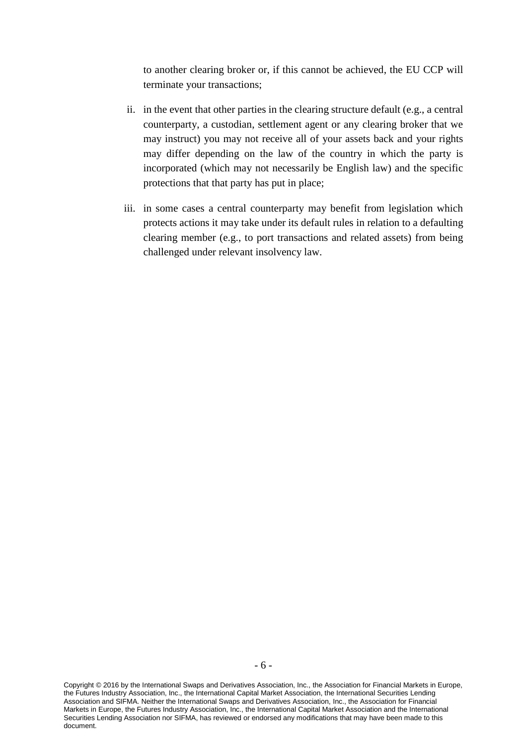to another clearing broker or, if this cannot be achieved, the EU CCP will terminate your transactions;

ii. in the event that other parties in the clearing structure default (e.g., a central counterparty, a custodian, settlement agent or any clearing broker that we may instruct) you may not receive all of your assets back and your rights may differ depending on the law of the country in which the party is incorporated (which may not necessarily be English law) and the specific protections that that party has put in place;

iii. in some cases a central counterparty may benefit from legislation which protects actions it may take under its default rules in relation to a defaulting clearing member (e.g., to port transactions and related assets) from being challenged under relevant insolvency law.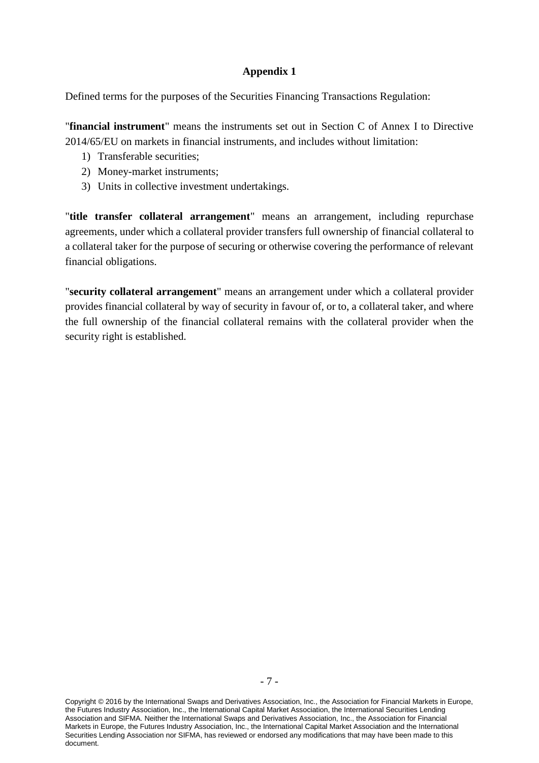## Appendix 1

Defined terms for the purposes of the Securities Financing Transactions Regulation:

"**financial instrument**" means the instruments set out in Section C of Annex I to Directive 2014/65/EU on markets in financial instruments, and includes without limitation:

1) Transferable securities;
2) Money-market instruments;
3) Units in collective investment undertakings.

"**title transfer collateral arrangement**" means an arrangement, including repurchase agreements, under which a collateral provider transfers full ownership of financial collateral to a collateral taker for the purpose of securing or otherwise covering the performance of relevant financial obligations.

"**security collateral arrangement**" means an arrangement under which a collateral provider provides financial collateral by way of security in favour of, or to, a collateral taker, and where the full ownership of the financial collateral remains with the collateral provider when the security right is established.

Copyright © 2016 by the International Swaps and Derivatives Association, Inc., the Association for Financial Markets in Europe, the Futures Industry Association, Inc., the International Capital Market Association, the International Securities Lending Association and SIFMA. Neither the International Swaps and Derivatives Association, Inc., the Association for Financial Markets in Europe, the Futures Industry Association, Inc., the International Capital Market Association and the International Securities Lending Association nor SIFMA, has reviewed or endorsed any modifications that may have been made to this document.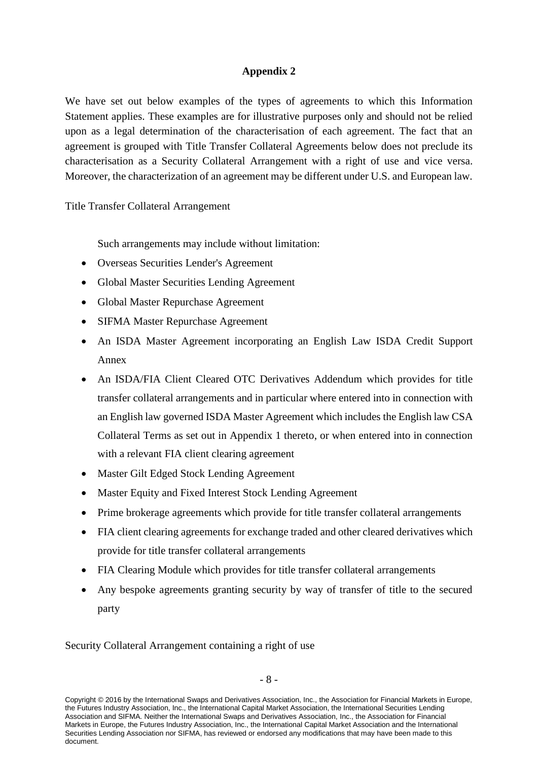**Appendix 2**

We have set out below examples of the types of agreements to which this Information Statement applies. These examples are for illustrative purposes only and should not be relied upon as a legal determination of the characterisation of each agreement. The fact that an agreement is grouped with Title Transfer Collateral Agreements below does not preclude its characterisation as a Security Collateral Arrangement with a right of use and vice versa. Moreover, the characterization of an agreement may be different under U.S. and European law.

Title Transfer Collateral Arrangement

Such arrangements may include without limitation:

- Overseas Securities Lender's Agreement
- Global Master Securities Lending Agreement
- Global Master Repurchase Agreement
- SIFMA Master Repurchase Agreement
- An ISDA Master Agreement incorporating an English Law ISDA Credit Support Annex
- An ISDA/FIA Client Cleared OTC Derivatives Addendum which provides for title transfer collateral arrangements and in particular where entered into in connection with an English law governed ISDA Master Agreement which includes the English law CSA Collateral Terms as set out in Appendix 1 thereto, or when entered into in connection with a relevant FIA client clearing agreement
- Master Gilt Edged Stock Lending Agreement
- Master Equity and Fixed Interest Stock Lending Agreement
- Prime brokerage agreements which provide for title transfer collateral arrangements
- FIA client clearing agreements for exchange traded and other cleared derivatives which provide for title transfer collateral arrangements
- FIA Clearing Module which provides for title transfer collateral arrangements
- Any bespoke agreements granting security by way of transfer of title to the secured party

Security Collateral Arrangement containing a right of use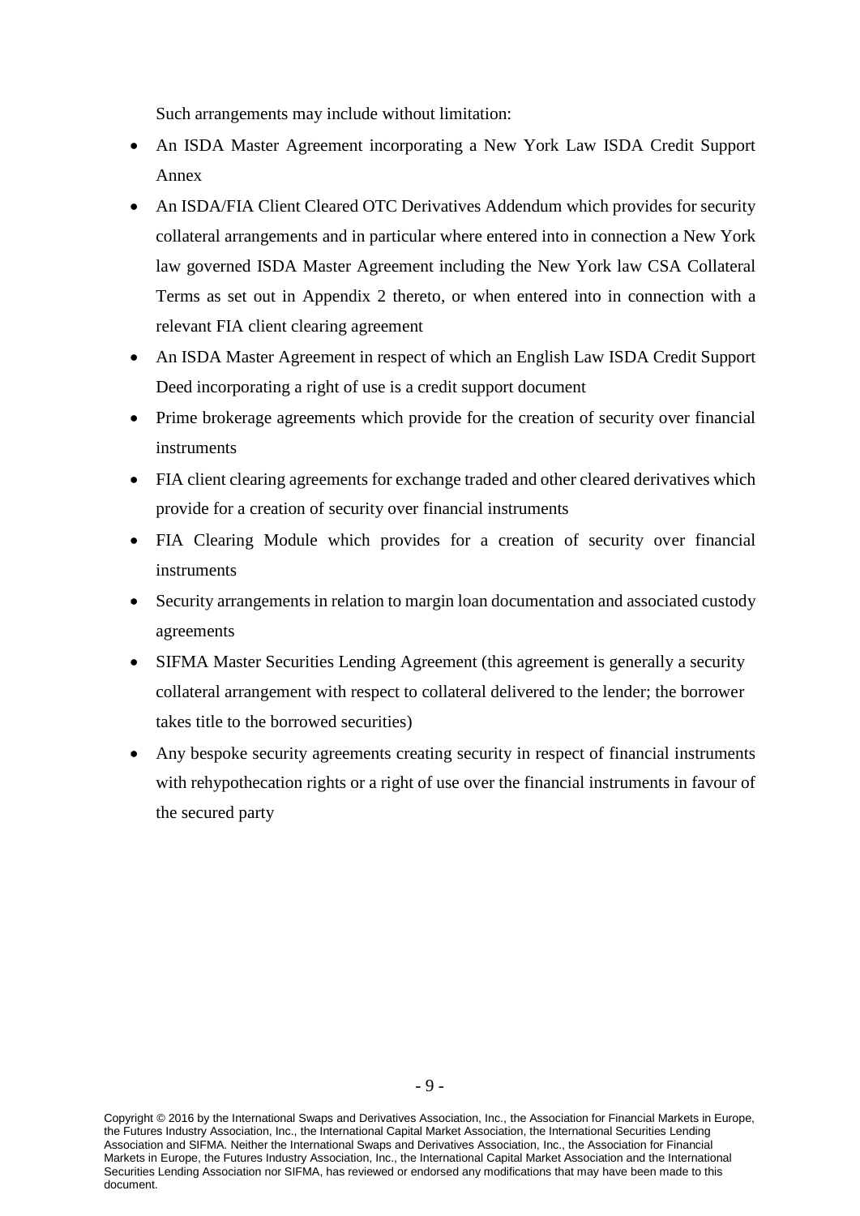Such arrangements may include without limitation:

- An ISDA Master Agreement incorporating a New York Law ISDA Credit Support Annex
- An ISDA/FIA Client Cleared OTC Derivatives Addendum which provides for security collateral arrangements and in particular where entered into in connection a New York law governed ISDA Master Agreement including the New York law CSA Collateral Terms as set out in Appendix 2 thereto, or when entered into in connection with a relevant FIA client clearing agreement
- An ISDA Master Agreement in respect of which an English Law ISDA Credit Support Deed incorporating a right of use is a credit support document
- Prime brokerage agreements which provide for the creation of security over financial instruments
- FIA client clearing agreements for exchange traded and other cleared derivatives which provide for a creation of security over financial instruments
- FIA Clearing Module which provides for a creation of security over financial instruments
- Security arrangements in relation to margin loan documentation and associated custody agreements
- SIFMA Master Securities Lending Agreement (this agreement is generally a security collateral arrangement with respect to collateral delivered to the lender; the borrower takes title to the borrowed securities)
- Any bespoke security agreements creating security in respect of financial instruments with rehypothecation rights or a right of use over the financial instruments in favour of the secured party

Copyright © 2016 by the International Swaps and Derivatives Association, Inc., the Association for Financial Markets in Europe, the Futures Industry Association, Inc., the International Capital Market Association, the International Securities Lending Association and SIFMA. Neither the International Swaps and Derivatives Association, Inc., the Association for Financial Markets in Europe, the Futures Industry Association, Inc., the International Capital Market Association and the International Securities Lending Association nor SIFMA, has reviewed or endorsed any modifications that may have been made to this document.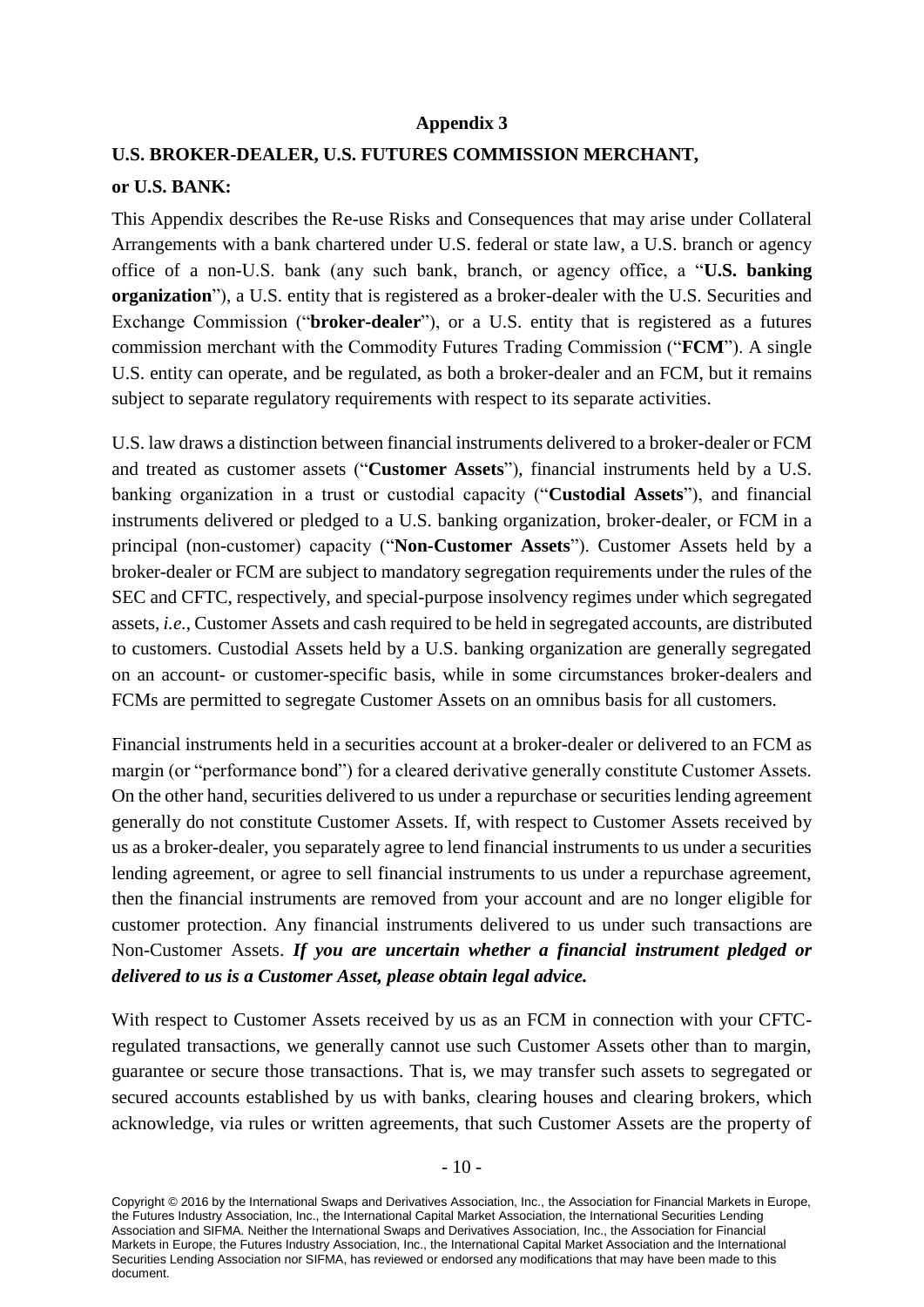**Appendix 3**

**U.S. BROKER-DEALER, U.S. FUTURES COMMISSION MERCHANT,**

**or U.S. BANK:**

This Appendix describes the Re-use Risks and Consequences that may arise under Collateral Arrangements with a bank chartered under U.S. federal or state law, a U.S. branch or agency office of a non-U.S. bank (any such bank, branch, or agency office, a "**U.S. banking organization**"), a U.S. entity that is registered as a broker-dealer with the U.S. Securities and Exchange Commission ("**broker-dealer**"), or a U.S. entity that is registered as a futures commission merchant with the Commodity Futures Trading Commission ("**FCM**"). A single U.S. entity can operate, and be regulated, as both a broker-dealer and an FCM, but it remains subject to separate regulatory requirements with respect to its separate activities.

U.S. law draws a distinction between financial instruments delivered to a broker-dealer or FCM and treated as customer assets ("**Customer Assets**"), financial instruments held by a U.S. banking organization in a trust or custodial capacity ("**Custodial Assets**"), and financial instruments delivered or pledged to a U.S. banking organization, broker-dealer, or FCM in a principal (non-customer) capacity ("**Non-Customer Assets**"). Customer Assets held by a broker-dealer or FCM are subject to mandatory segregation requirements under the rules of the SEC and CFTC, respectively, and special-purpose insolvency regimes under which segregated assets, *i.e.*, Customer Assets and cash required to be held in segregated accounts, are distributed to customers. Custodial Assets held by a U.S. banking organization are generally segregated on an account- or customer-specific basis, while in some circumstances broker-dealers and FCMs are permitted to segregate Customer Assets on an omnibus basis for all customers.

Financial instruments held in a securities account at a broker-dealer or delivered to an FCM as margin (or "performance bond") for a cleared derivative generally constitute Customer Assets. On the other hand, securities delivered to us under a repurchase or securities lending agreement generally do not constitute Customer Assets. If, with respect to Customer Assets received by us as a broker-dealer, you separately agree to lend financial instruments to us under a securities lending agreement, or agree to sell financial instruments to us under a repurchase agreement, then the financial instruments are removed from your account and are no longer eligible for customer protection. Any financial instruments delivered to us under such transactions are Non-Customer Assets. ***If you are uncertain whether a financial instrument pledged or delivered to us is a Customer Asset, please obtain legal advice.***

With respect to Customer Assets received by us as an FCM in connection with your CFTC-regulated transactions, we generally cannot use such Customer Assets other than to margin, guarantee or secure those transactions. That is, we may transfer such assets to segregated or secured accounts established by us with banks, clearing houses and clearing brokers, which acknowledge, via rules or written agreements, that such Customer Assets are the property of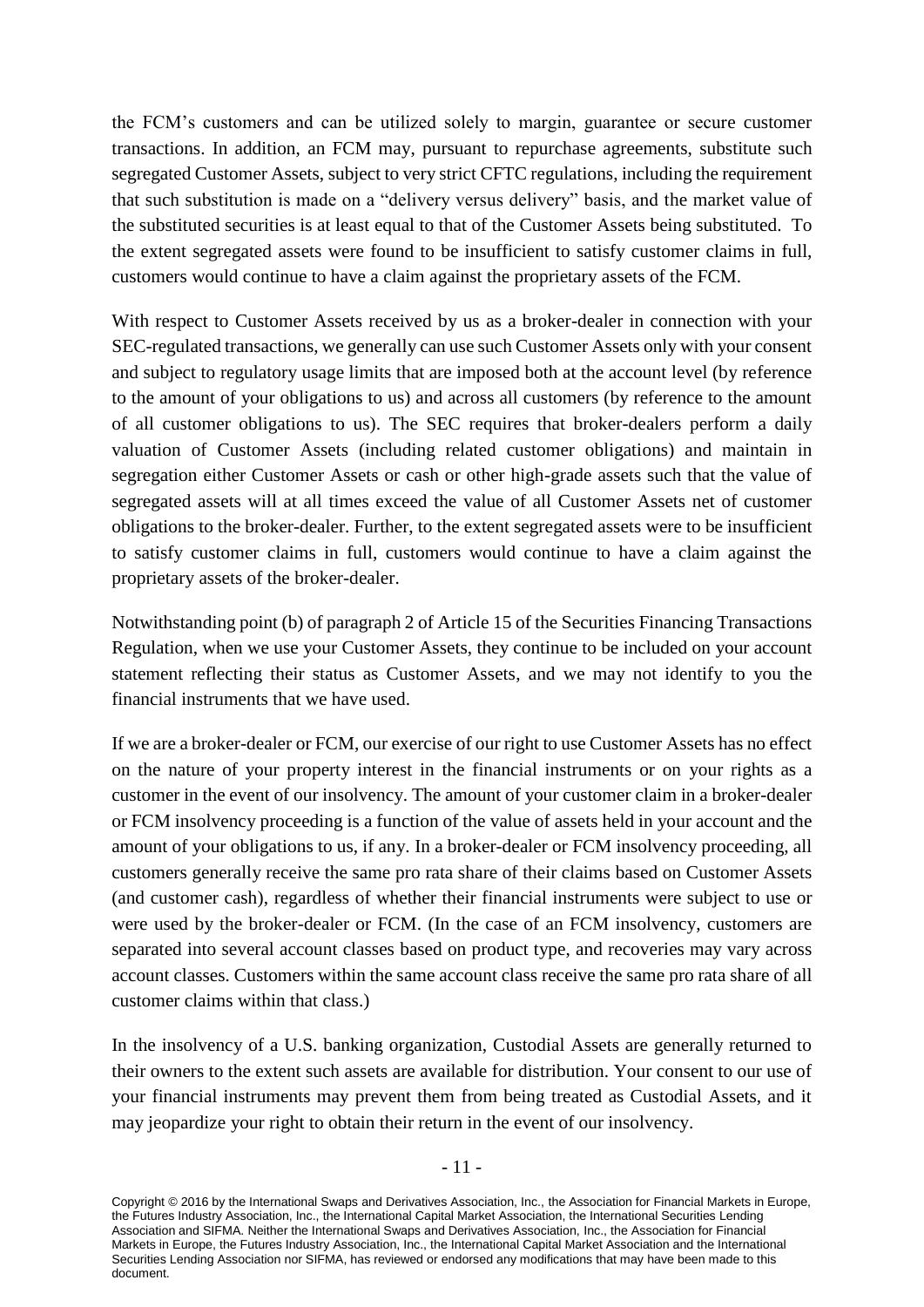the FCM's customers and can be utilized solely to margin, guarantee or secure customer transactions. In addition, an FCM may, pursuant to repurchase agreements, substitute such segregated Customer Assets, subject to very strict CFTC regulations, including the requirement that such substitution is made on a "delivery versus delivery" basis, and the market value of the substituted securities is at least equal to that of the Customer Assets being substituted. To the extent segregated assets were found to be insufficient to satisfy customer claims in full, customers would continue to have a claim against the proprietary assets of the FCM.

With respect to Customer Assets received by us as a broker-dealer in connection with your SEC-regulated transactions, we generally can use such Customer Assets only with your consent and subject to regulatory usage limits that are imposed both at the account level (by reference to the amount of your obligations to us) and across all customers (by reference to the amount of all customer obligations to us). The SEC requires that broker-dealers perform a daily valuation of Customer Assets (including related customer obligations) and maintain in segregation either Customer Assets or cash or other high-grade assets such that the value of segregated assets will at all times exceed the value of all Customer Assets net of customer obligations to the broker-dealer. Further, to the extent segregated assets were to be insufficient to satisfy customer claims in full, customers would continue to have a claim against the proprietary assets of the broker-dealer.

Notwithstanding point (b) of paragraph 2 of Article 15 of the Securities Financing Transactions Regulation, when we use your Customer Assets, they continue to be included on your account statement reflecting their status as Customer Assets, and we may not identify to you the financial instruments that we have used.

If we are a broker-dealer or FCM, our exercise of our right to use Customer Assets has no effect on the nature of your property interest in the financial instruments or on your rights as a customer in the event of our insolvency. The amount of your customer claim in a broker-dealer or FCM insolvency proceeding is a function of the value of assets held in your account and the amount of your obligations to us, if any. In a broker-dealer or FCM insolvency proceeding, all customers generally receive the same pro rata share of their claims based on Customer Assets (and customer cash), regardless of whether their financial instruments were subject to use or were used by the broker-dealer or FCM. (In the case of an FCM insolvency, customers are separated into several account classes based on product type, and recoveries may vary across account classes. Customers within the same account class receive the same pro rata share of all customer claims within that class.)

In the insolvency of a U.S. banking organization, Custodial Assets are generally returned to their owners to the extent such assets are available for distribution. Your consent to our use of your financial instruments may prevent them from being treated as Custodial Assets, and it may jeopardize your right to obtain their return in the event of our insolvency.

Copyright © 2016 by the International Swaps and Derivatives Association, Inc., the Association for Financial Markets in Europe, the Futures Industry Association, Inc., the International Capital Market Association, the International Securities Lending Association and SIFMA. Neither the International Swaps and Derivatives Association, Inc., the Association for Financial Markets in Europe, the Futures Industry Association, Inc., the International Capital Market Association and the International Securities Lending Association nor SIFMA, has reviewed or endorsed any modifications that may have been made to this document.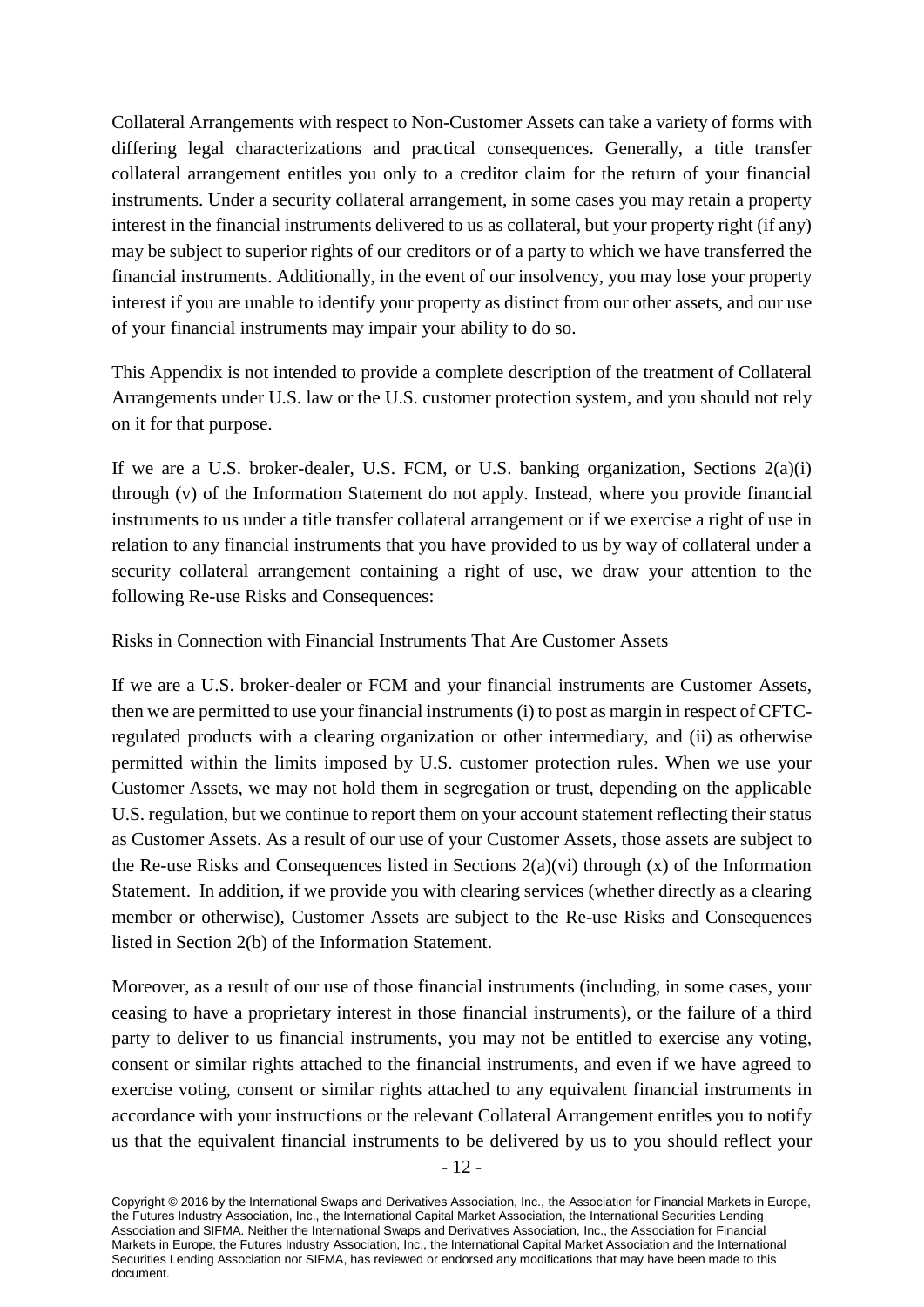Collateral Arrangements with respect to Non-Customer Assets can take a variety of forms with differing legal characterizations and practical consequences. Generally, a title transfer collateral arrangement entitles you only to a creditor claim for the return of your financial instruments. Under a security collateral arrangement, in some cases you may retain a property interest in the financial instruments delivered to us as collateral, but your property right (if any) may be subject to superior rights of our creditors or of a party to which we have transferred the financial instruments. Additionally, in the event of our insolvency, you may lose your property interest if you are unable to identify your property as distinct from our other assets, and our use of your financial instruments may impair your ability to do so.

This Appendix is not intended to provide a complete description of the treatment of Collateral Arrangements under U.S. law or the U.S. customer protection system, and you should not rely on it for that purpose.

If we are a U.S. broker-dealer, U.S. FCM, or U.S. banking organization, Sections 2(a)(i) through (v) of the Information Statement do not apply. Instead, where you provide financial instruments to us under a title transfer collateral arrangement or if we exercise a right of use in relation to any financial instruments that you have provided to us by way of collateral under a security collateral arrangement containing a right of use, we draw your attention to the following Re-use Risks and Consequences:

Risks in Connection with Financial Instruments That Are Customer Assets

If we are a U.S. broker-dealer or FCM and your financial instruments are Customer Assets, then we are permitted to use your financial instruments (i) to post as margin in respect of CFTC-regulated products with a clearing organization or other intermediary, and (ii) as otherwise permitted within the limits imposed by U.S. customer protection rules. When we use your Customer Assets, we may not hold them in segregation or trust, depending on the applicable U.S. regulation, but we continue to report them on your account statement reflecting their status as Customer Assets. As a result of our use of your Customer Assets, those assets are subject to the Re-use Risks and Consequences listed in Sections 2(a)(vi) through (x) of the Information Statement. In addition, if we provide you with clearing services (whether directly as a clearing member or otherwise), Customer Assets are subject to the Re-use Risks and Consequences listed in Section 2(b) of the Information Statement.

Moreover, as a result of our use of those financial instruments (including, in some cases, your ceasing to have a proprietary interest in those financial instruments), or the failure of a third party to deliver to us financial instruments, you may not be entitled to exercise any voting, consent or similar rights attached to the financial instruments, and even if we have agreed to exercise voting, consent or similar rights attached to any equivalent financial instruments in accordance with your instructions or the relevant Collateral Arrangement entitles you to notify us that the equivalent financial instruments to be delivered by us to you should reflect your

Copyright © 2016 by the International Swaps and Derivatives Association, Inc., the Association for Financial Markets in Europe, the Futures Industry Association, Inc., the International Capital Market Association, the International Securities Lending Association and SIFMA. Neither the International Swaps and Derivatives Association, Inc., the Association for Financial Markets in Europe, the Futures Industry Association, Inc., the International Capital Market Association and the International Securities Lending Association nor SIFMA, has reviewed or endorsed any modifications that may have been made to this document.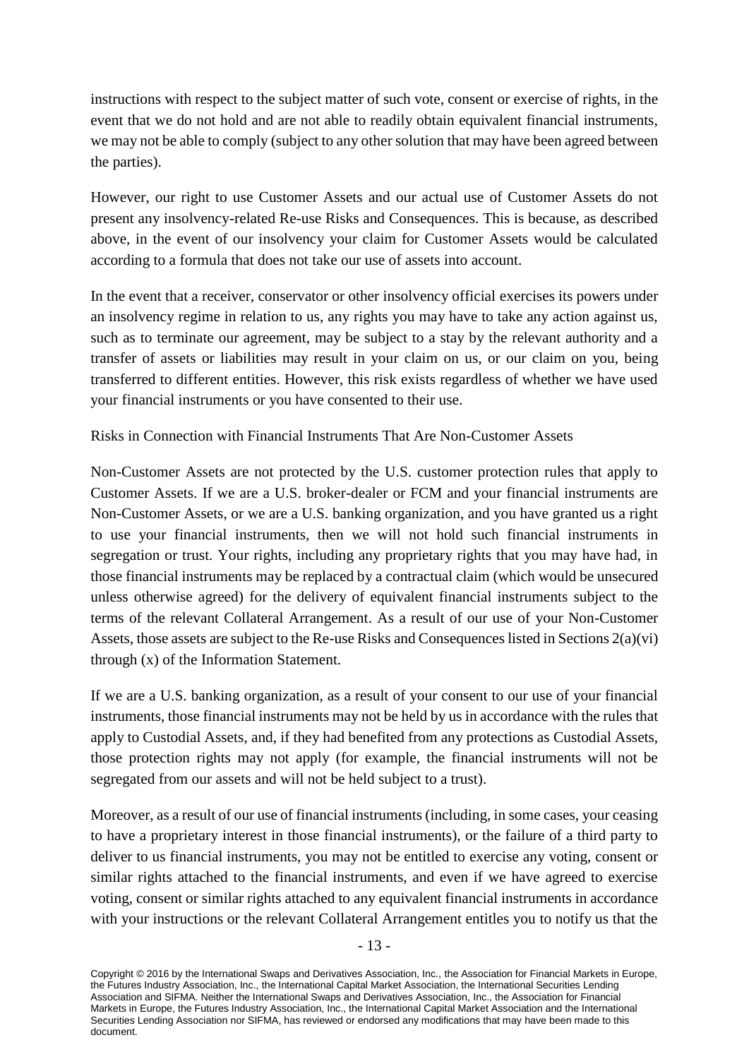instructions with respect to the subject matter of such vote, consent or exercise of rights, in the event that we do not hold and are not able to readily obtain equivalent financial instruments, we may not be able to comply (subject to any other solution that may have been agreed between the parties).

However, our right to use Customer Assets and our actual use of Customer Assets do not present any insolvency-related Re-use Risks and Consequences. This is because, as described above, in the event of our insolvency your claim for Customer Assets would be calculated according to a formula that does not take our use of assets into account.

In the event that a receiver, conservator or other insolvency official exercises its powers under an insolvency regime in relation to us, any rights you may have to take any action against us, such as to terminate our agreement, may be subject to a stay by the relevant authority and a transfer of assets or liabilities may result in your claim on us, or our claim on you, being transferred to different entities. However, this risk exists regardless of whether we have used your financial instruments or you have consented to their use.

Risks in Connection with Financial Instruments That Are Non-Customer Assets

Non-Customer Assets are not protected by the U.S. customer protection rules that apply to Customer Assets. If we are a U.S. broker-dealer or FCM and your financial instruments are Non-Customer Assets, or we are a U.S. banking organization, and you have granted us a right to use your financial instruments, then we will not hold such financial instruments in segregation or trust. Your rights, including any proprietary rights that you may have had, in those financial instruments may be replaced by a contractual claim (which would be unsecured unless otherwise agreed) for the delivery of equivalent financial instruments subject to the terms of the relevant Collateral Arrangement. As a result of our use of your Non-Customer Assets, those assets are subject to the Re-use Risks and Consequences listed in Sections 2(a)(vi) through (x) of the Information Statement.

If we are a U.S. banking organization, as a result of your consent to our use of your financial instruments, those financial instruments may not be held by us in accordance with the rules that apply to Custodial Assets, and, if they had benefited from any protections as Custodial Assets, those protection rights may not apply (for example, the financial instruments will not be segregated from our assets and will not be held subject to a trust).

Moreover, as a result of our use of financial instruments (including, in some cases, your ceasing to have a proprietary interest in those financial instruments), or the failure of a third party to deliver to us financial instruments, you may not be entitled to exercise any voting, consent or similar rights attached to the financial instruments, and even if we have agreed to exercise voting, consent or similar rights attached to any equivalent financial instruments in accordance with your instructions or the relevant Collateral Arrangement entitles you to notify us that the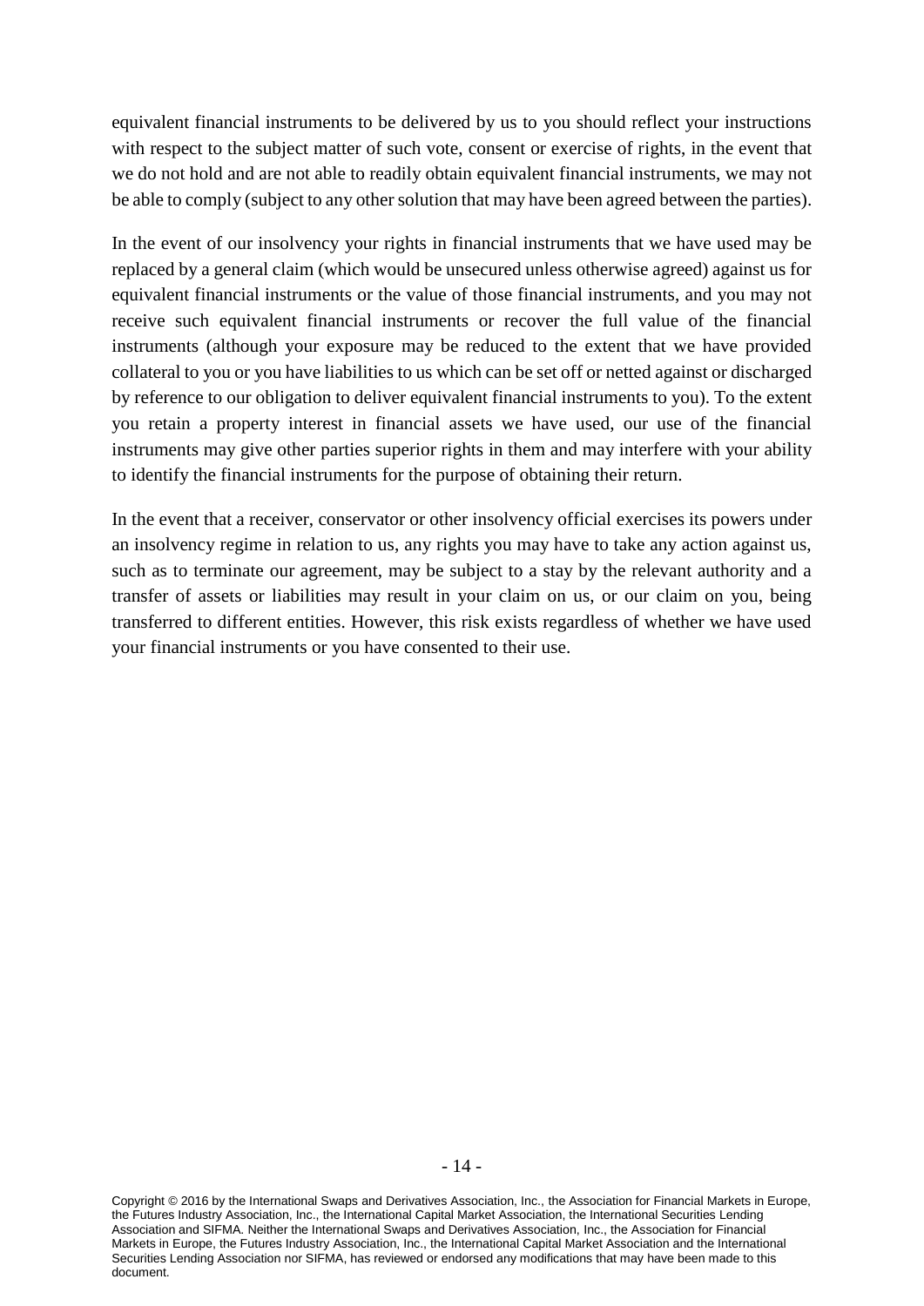equivalent financial instruments to be delivered by us to you should reflect your instructions with respect to the subject matter of such vote, consent or exercise of rights, in the event that we do not hold and are not able to readily obtain equivalent financial instruments, we may not be able to comply (subject to any other solution that may have been agreed between the parties).

In the event of our insolvency your rights in financial instruments that we have used may be replaced by a general claim (which would be unsecured unless otherwise agreed) against us for equivalent financial instruments or the value of those financial instruments, and you may not receive such equivalent financial instruments or recover the full value of the financial instruments (although your exposure may be reduced to the extent that we have provided collateral to you or you have liabilities to us which can be set off or netted against or discharged by reference to our obligation to deliver equivalent financial instruments to you). To the extent you retain a property interest in financial assets we have used, our use of the financial instruments may give other parties superior rights in them and may interfere with your ability to identify the financial instruments for the purpose of obtaining their return.

In the event that a receiver, conservator or other insolvency official exercises its powers under an insolvency regime in relation to us, any rights you may have to take any action against us, such as to terminate our agreement, may be subject to a stay by the relevant authority and a transfer of assets or liabilities may result in your claim on us, or our claim on you, being transferred to different entities. However, this risk exists regardless of whether we have used your financial instruments or you have consented to their use.